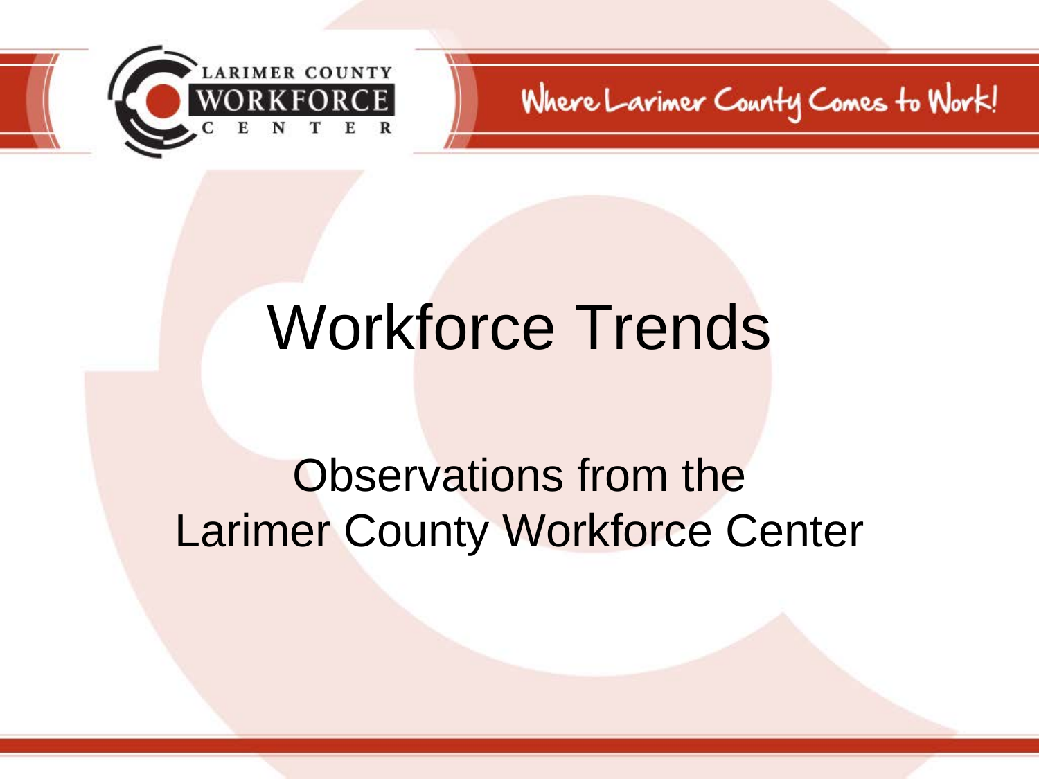LARIMER COUNTY WORKFORCE CENTER

Where Larimer County Comes to Work!

# Workforce Trends

## Observations from the Larimer County Workforce Center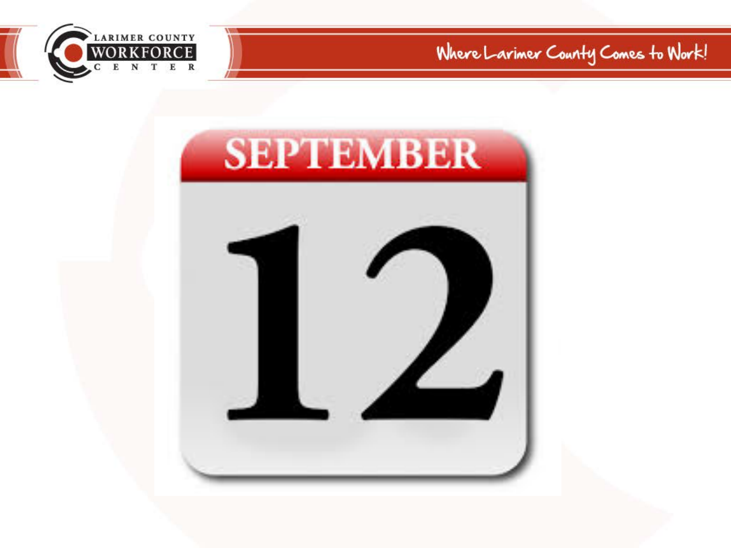SEPTEMBER

12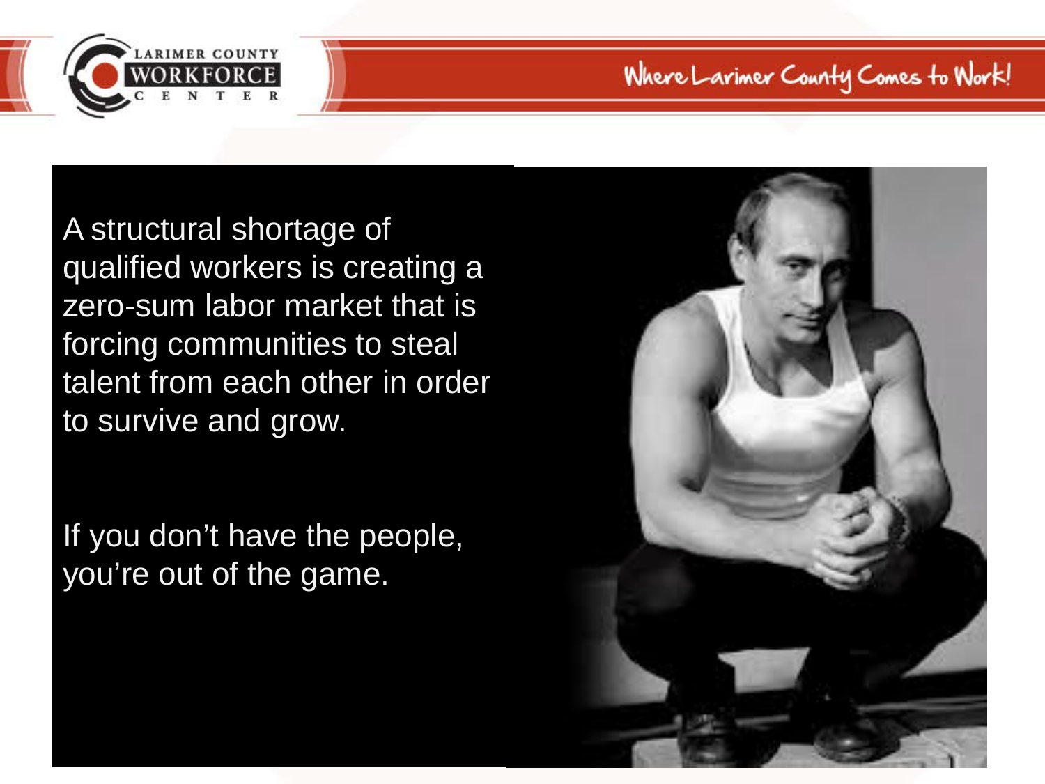A structural shortage of qualified workers is creating a zero-sum labor market that is forcing communities to steal talent from each other in order to survive and grow.

If you don't have the people, you're out of the game.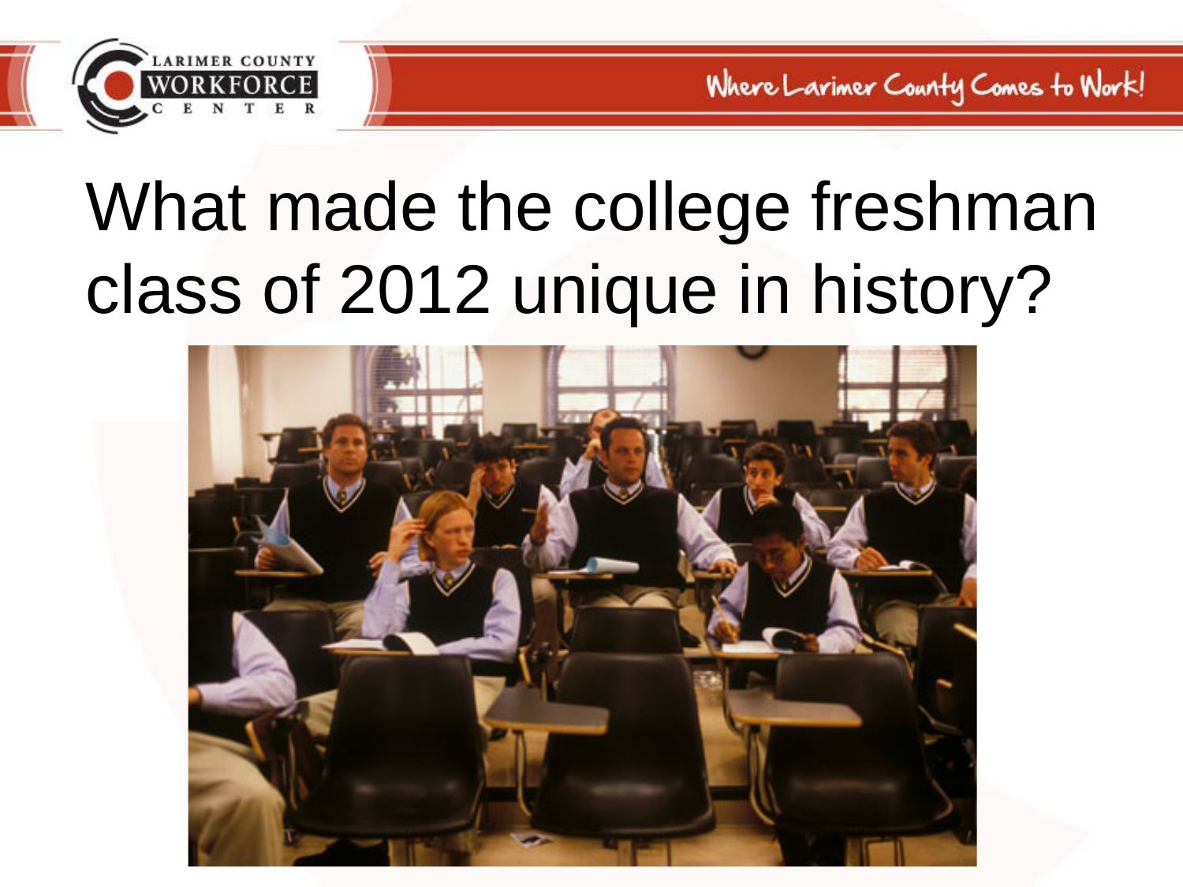# What made the college freshman class of 2012 unique in history?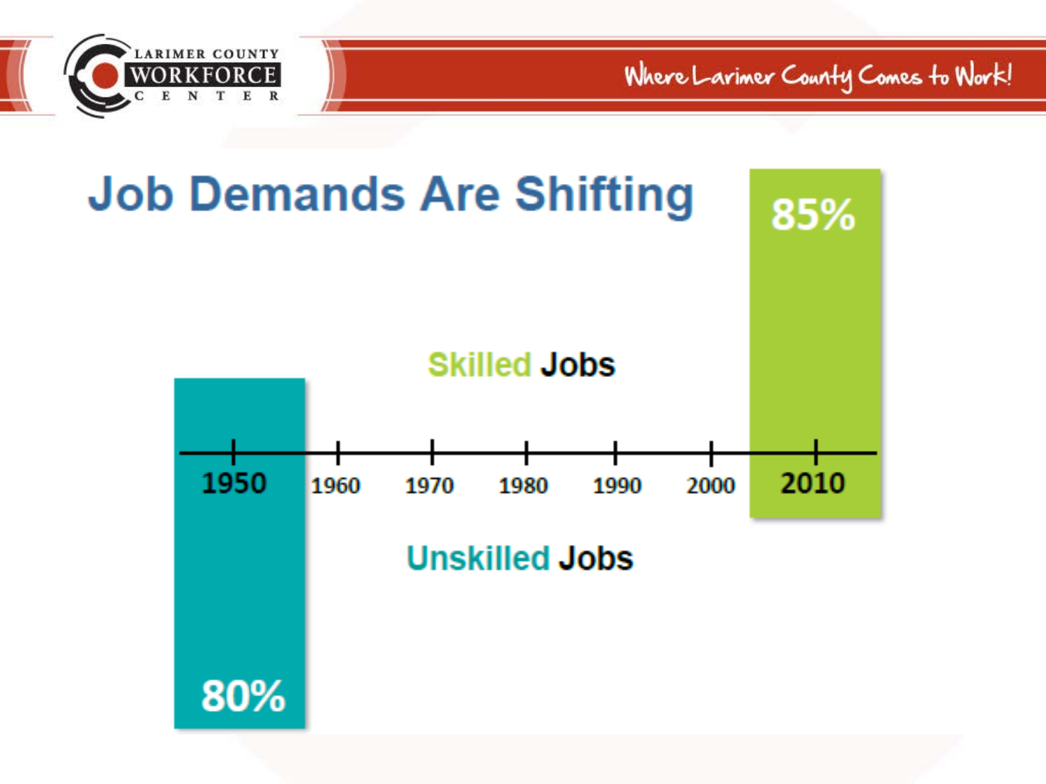# Job Demands Are Shifting

85%

Skilled Jobs

1950 1960 1970 1980 1990 2000 2010

Unskilled Jobs

80%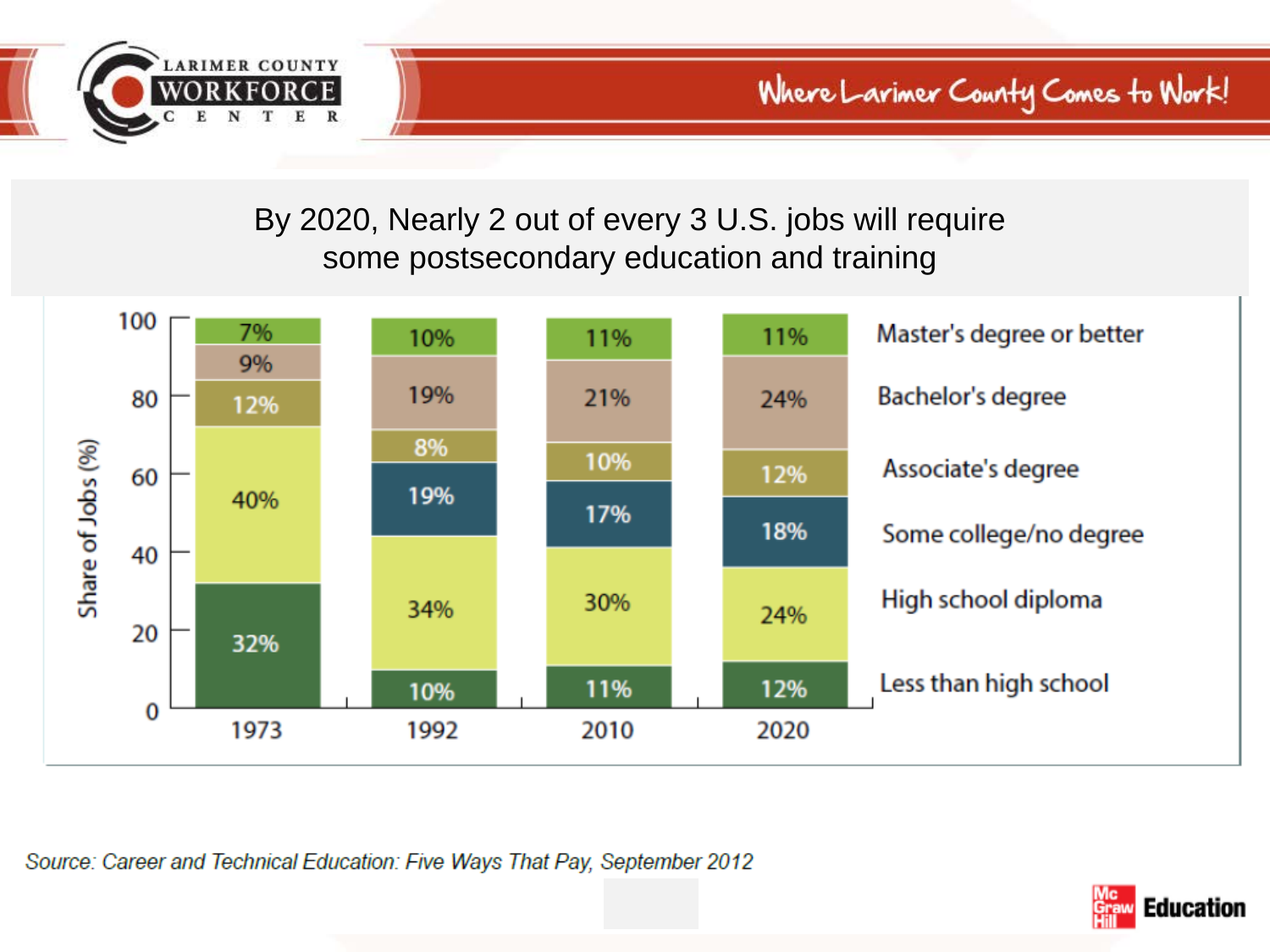By 2020, Nearly 2 out of every 3 U.S. jobs will require some postsecondary education and training

| Share of Jobs (%) | 1973 | 1992 | 2010 | 2020 |
|---|---|---|---|---|
| Master's degree or better | 7% | 10% | 11% | 11% |
| Bachelor's degree | 9% | 19% | 21% | 24% |
| Associate's degree | 12% | 8% | 10% | 12% |
| Some college/no degree | | 19% | 17% | 18% |
| High school diploma | 40% | 34% | 30% | 24% |
| Less than high school | 32% | 10% | 11% | 12% |

*Source: Career and Technical Education: Five Ways That Pay, September 2012*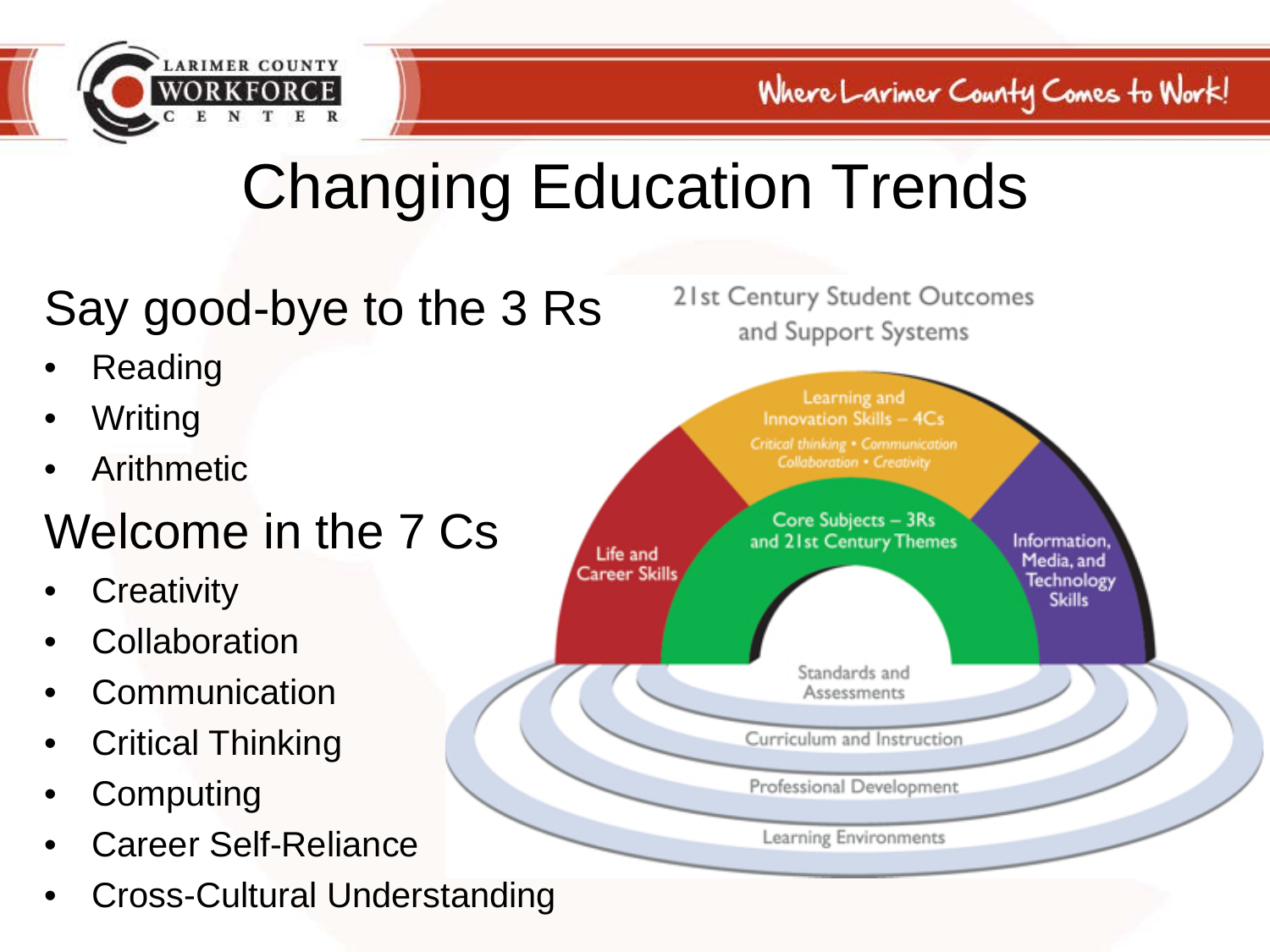# Changing Education Trends

## Say good-bye to the 3 Rs

- Reading
- Writing
- Arithmetic

## Welcome in the 7 Cs

- Creativity
- Collaboration
- Communication
- Critical Thinking
- Computing
- Career Self-Reliance
- Cross-Cultural Understanding

21st Century Student Outcomes and Support Systems

Learning and Innovation Skills – 4Cs

*Critical thinking • Communication Collaboration • Creativity*

Life and Career Skills

Core Subjects – 3Rs and 21st Century Themes

Information, Media, and Technology Skills

Standards and Assessments

Curriculum and Instruction

Professional Development

Learning Environments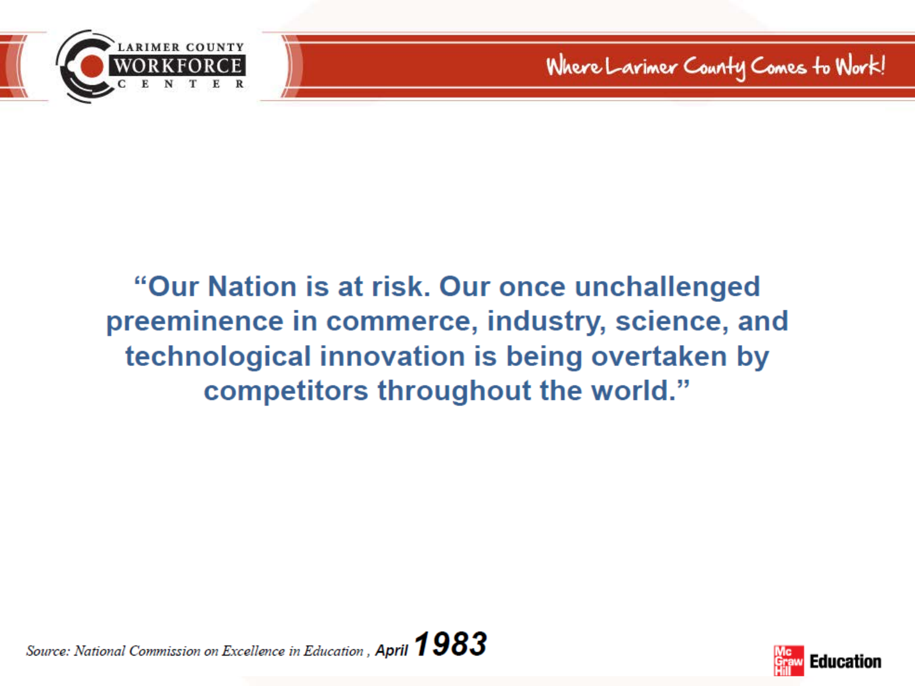"Our Nation is at risk. Our once unchallenged preeminence in commerce, industry, science, and technological innovation is being overtaken by competitors throughout the world."

*Source: National Commission on Excellence in Education* , April **1983**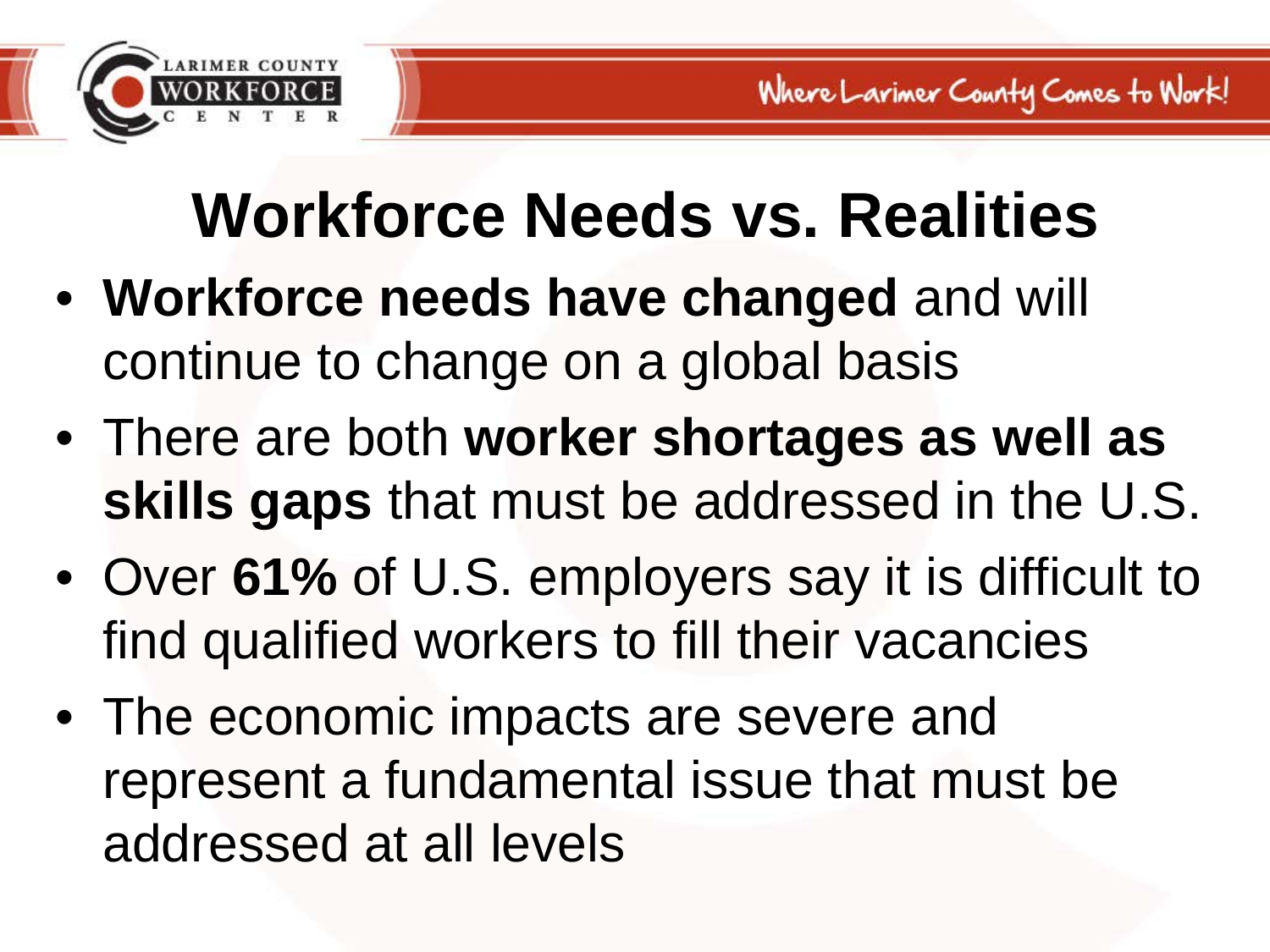# Workforce Needs vs. Realities

- **Workforce needs have changed** and will continue to change on a global basis
- There are both **worker shortages as well as skills gaps** that must be addressed in the U.S.
- Over **61%** of U.S. employers say it is difficult to find qualified workers to fill their vacancies
- The economic impacts are severe and represent a fundamental issue that must be addressed at all levels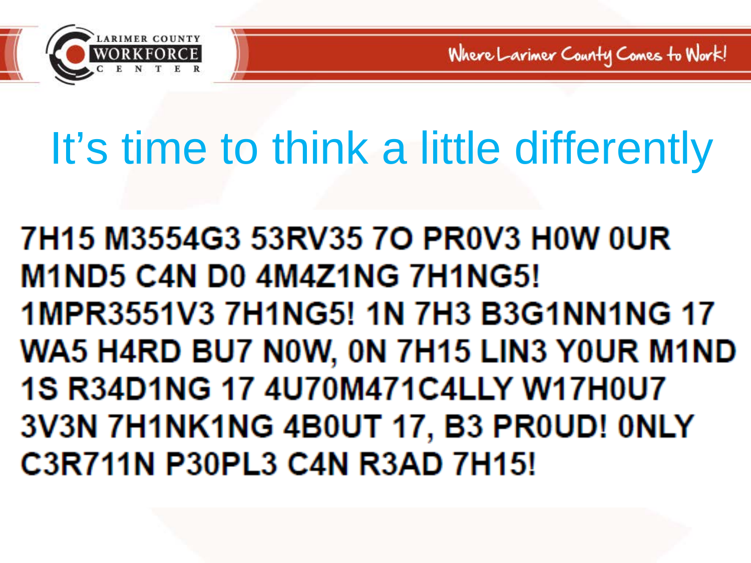# It's time to think a little differently

**7H15 M3554G3 53RV35 7O PR0V3 H0W 0UR M1ND5 C4N D0 4M4Z1NG 7H1NG5! 1MPR3551V3 7H1NG5! 1N 7H3 B3G1NN1NG 17 WA5 H4RD BU7 N0W, 0N 7H15 LIN3 Y0UR M1ND 1S R34D1NG 17 4U70M471C4LLY W17H0U7 3V3N 7H1NK1NG 4B0UT 17, B3 PR0UD! 0NLY C3R711N P30PL3 C4N R3AD 7H15!**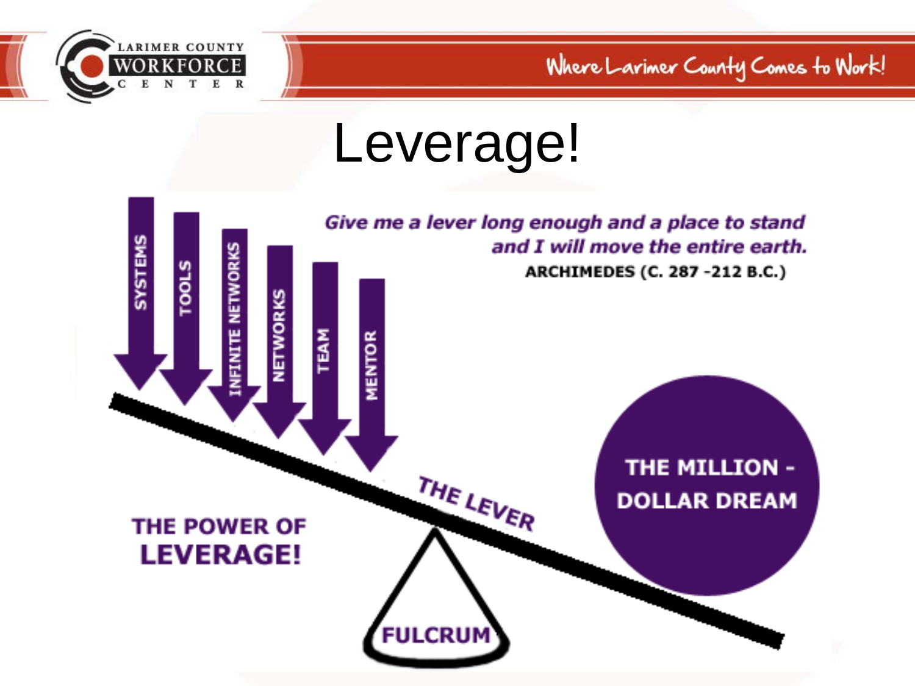# Leverage!

*Give me a lever long enough and a place to stand and I will move the entire earth.*

ARCHIMEDES (C. 287 -212 B.C.)

SYSTEMS

TOOLS

INFINITE NETWORKS

NETWORKS

TEAM

MENTOR

THE LEVER

THE MILLION - DOLLAR DREAM

THE POWER OF LEVERAGE!

FULCRUM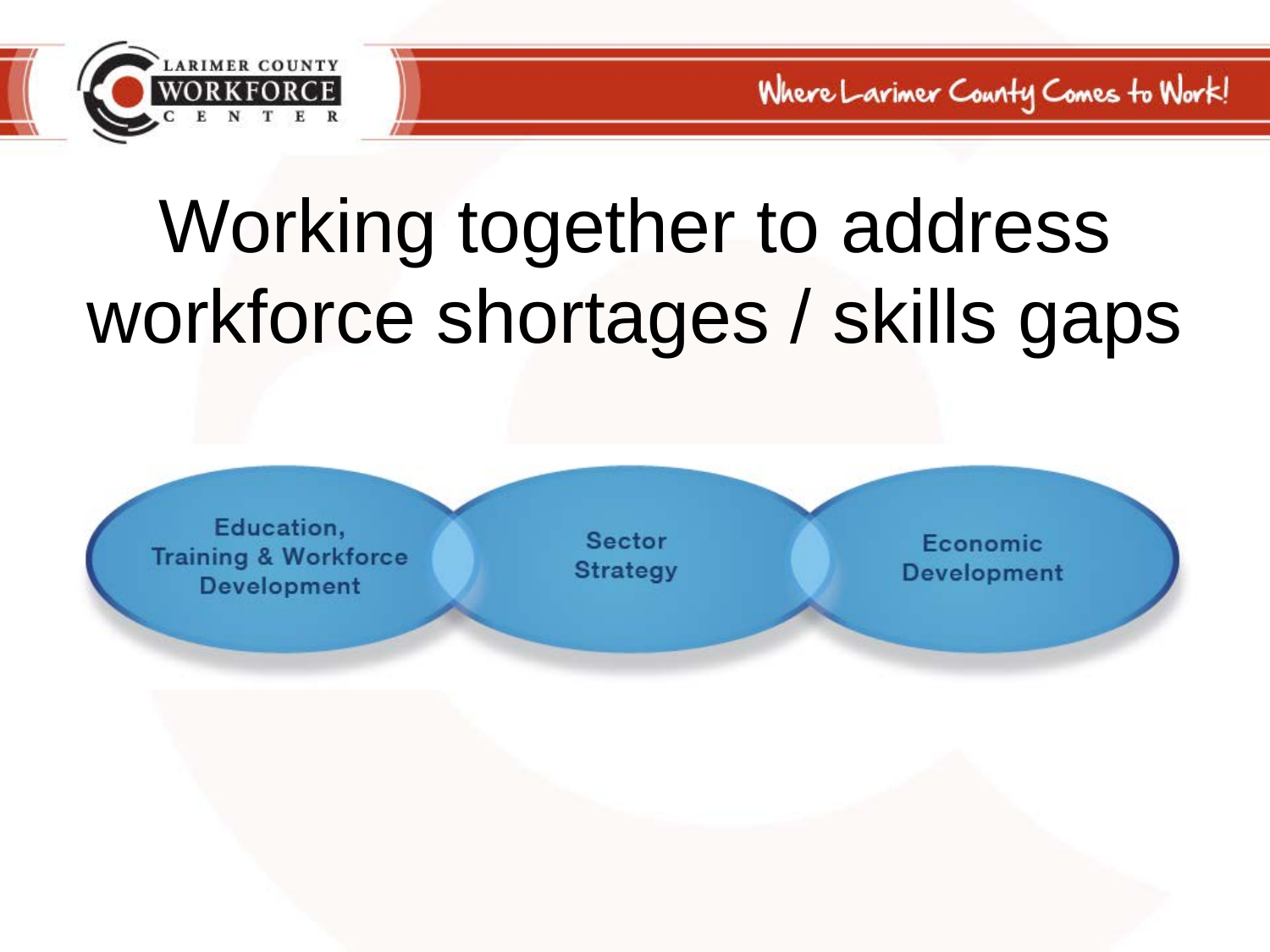# Working together to address workforce shortages / skills gaps

Education, Training & Workforce Development

Sector Strategy

Economic Development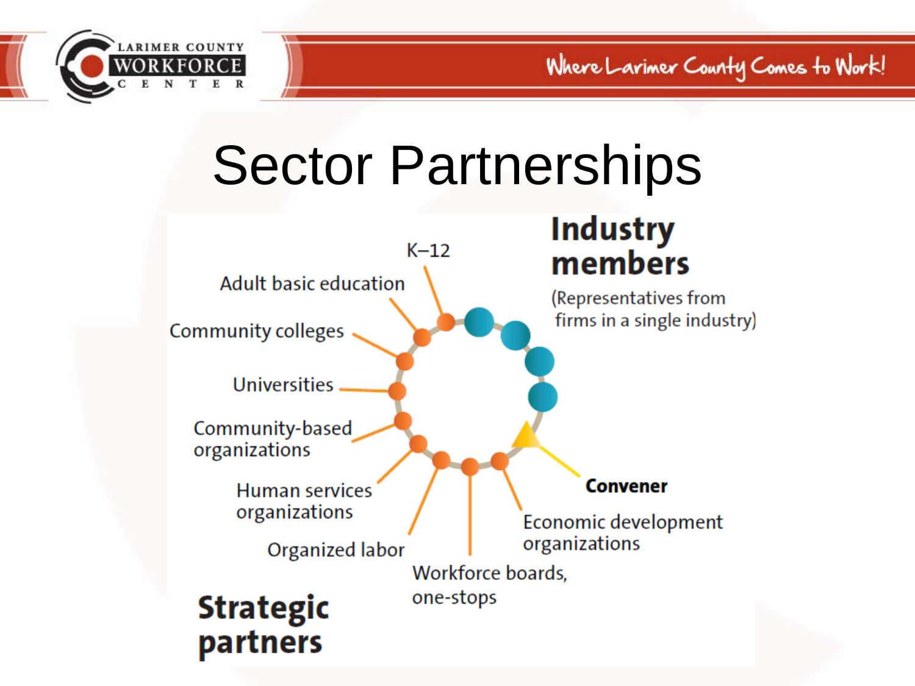# Sector Partnerships

Industry members

(Representatives from firms in a single industry)

K–12

Adult basic education

Community colleges

Universities

Community-based organizations

Human services organizations

Organized labor

Workforce boards, one-stops

Economic development organizations

Convener

Strategic partners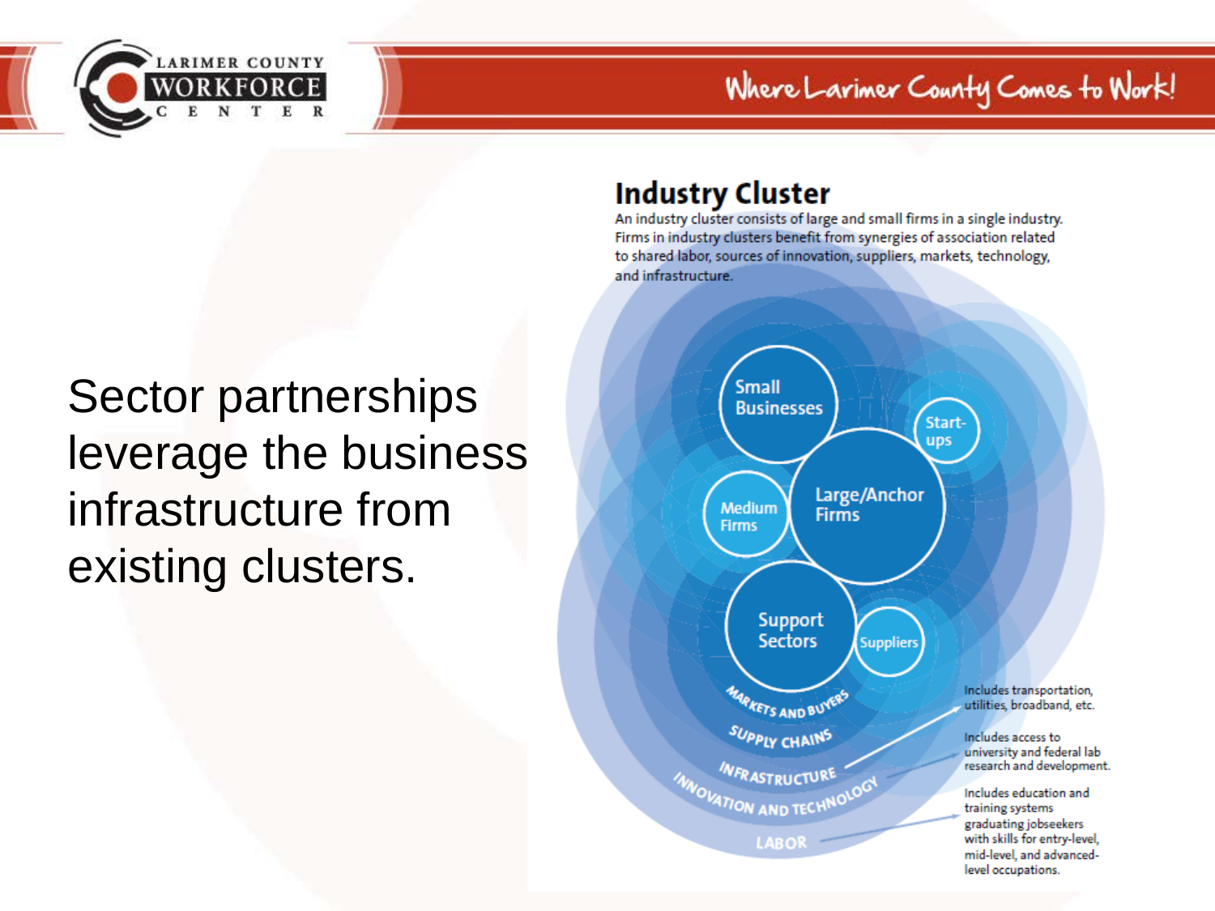Sector partnerships leverage the business infrastructure from existing clusters.

## Industry Cluster

An industry cluster consists of large and small firms in a single industry. Firms in industry clusters benefit from synergies of association related to shared labor, sources of innovation, suppliers, markets, technology, and infrastructure.

Small Businesses

Start-ups

Medium Firms

Large/Anchor Firms

Support Sectors

Suppliers

MARKETS AND BUYERS

SUPPLY CHAINS

INFRASTRUCTURE

INNOVATION AND TECHNOLOGY

LABOR

Includes transportation, utilities, broadband, etc.

Includes access to university and federal lab research and development.

Includes education and training systems graduating jobseekers with skills for entry-level, mid-level, and advanced-level occupations.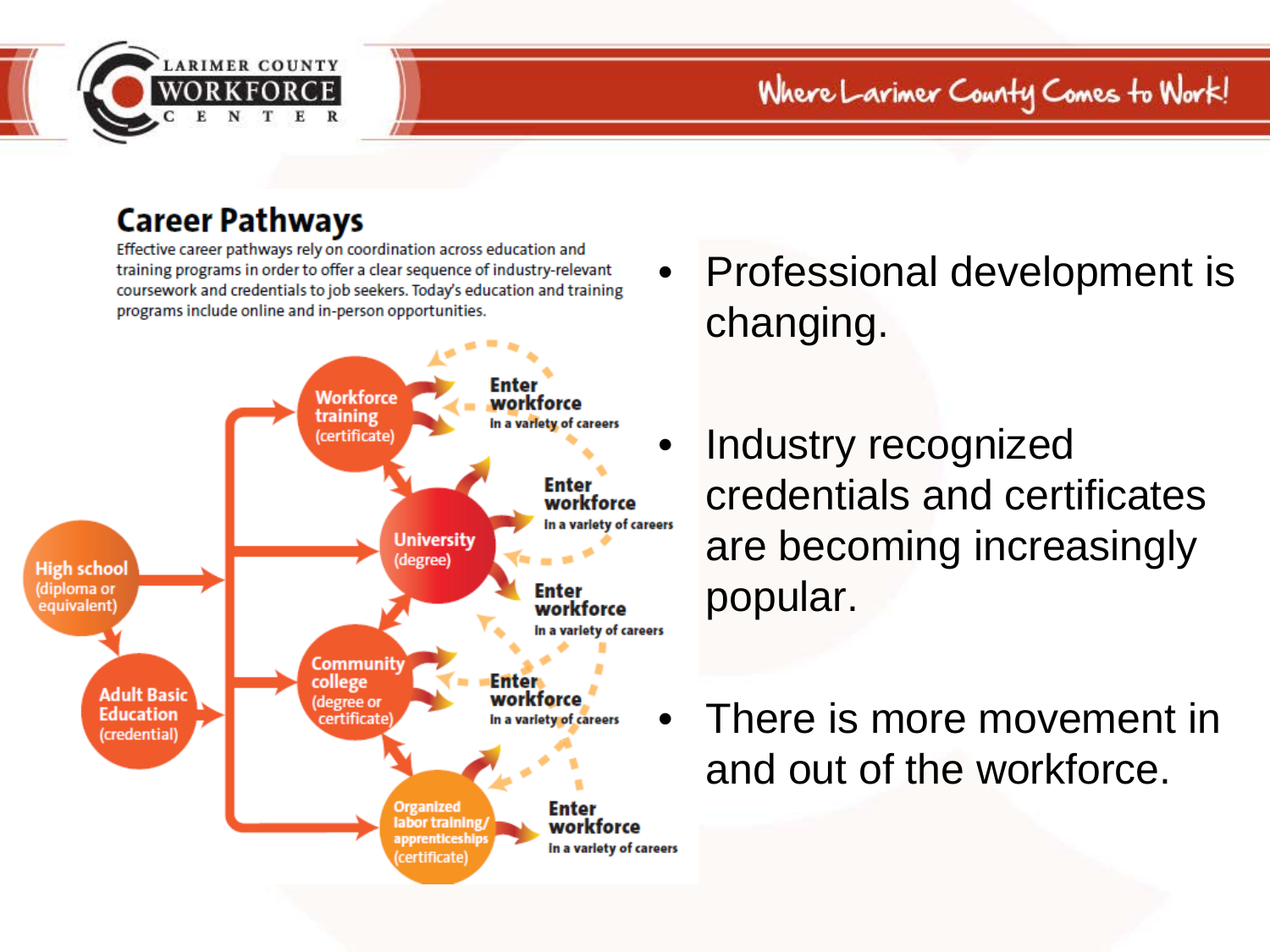LARIMER COUNTY WORKFORCE CENTER

Where Larimer County Comes to Work!

## Career Pathways

Effective career pathways rely on coordination across education and training programs in order to offer a clear sequence of industry-relevant coursework and credentials to job seekers. Today's education and training programs include online and in-person opportunities.

High school (diploma or equivalent)

Adult Basic Education (credential)

Workforce training (certificate)

University (degree)

Community college (degree or certificate)

Organized labor training/ apprenticeships (certificate)

Enter workforce in a variety of careers

Enter workforce in a variety of careers

Enter workforce in a variety of careers

Enter workforce in a variety of careers

Enter workforce in a variety of careers

- Professional development is changing.
- Industry recognized credentials and certificates are becoming increasingly popular.
- There is more movement in and out of the workforce.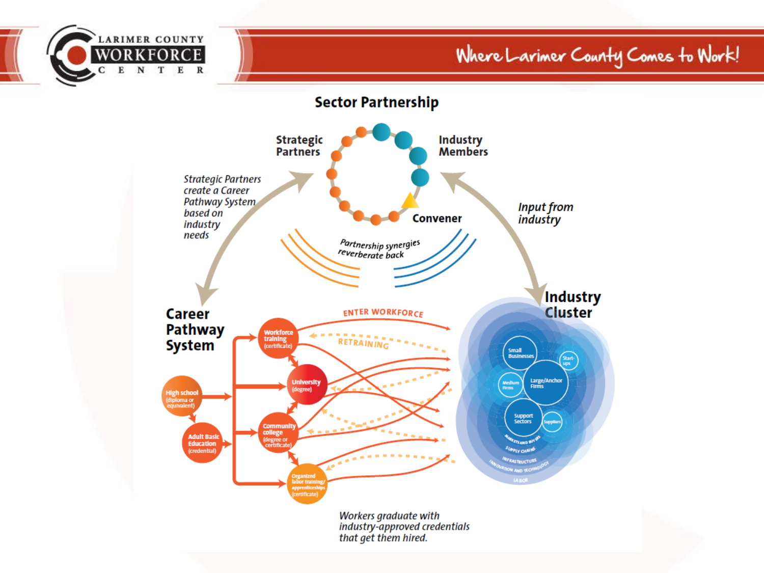LARIMER COUNTY WORKFORCE CENTER

Where Larimer County Comes to Work!

# Sector Partnership

Strategic Partners

Industry Members

Convener

*Strategic Partners create a Career Pathway System based on industry needs*

*Input from industry*

*Partnership synergies reverberate back*

## Career Pathway System

High school (diploma or equivalent)

Adult Basic Education (credential)

Workforce training (certificate)

University (degree)

Community college (degree or certificate)

Organized labor training/ apprenticeships (certificate)

ENTER WORKFORCE

RETRAINING

## Industry Cluster

Small Businesses

Start-ups

Medium Firms

Large/Anchor Firms

Support Sectors

Suppliers

MARKETS AND BUYERS

SUPPLY CHAINS

INFRASTRUCTURE

INNOVATION AND TECHNOLOGY

LABOR

*Workers graduate with industry-approved credentials that get them hired.*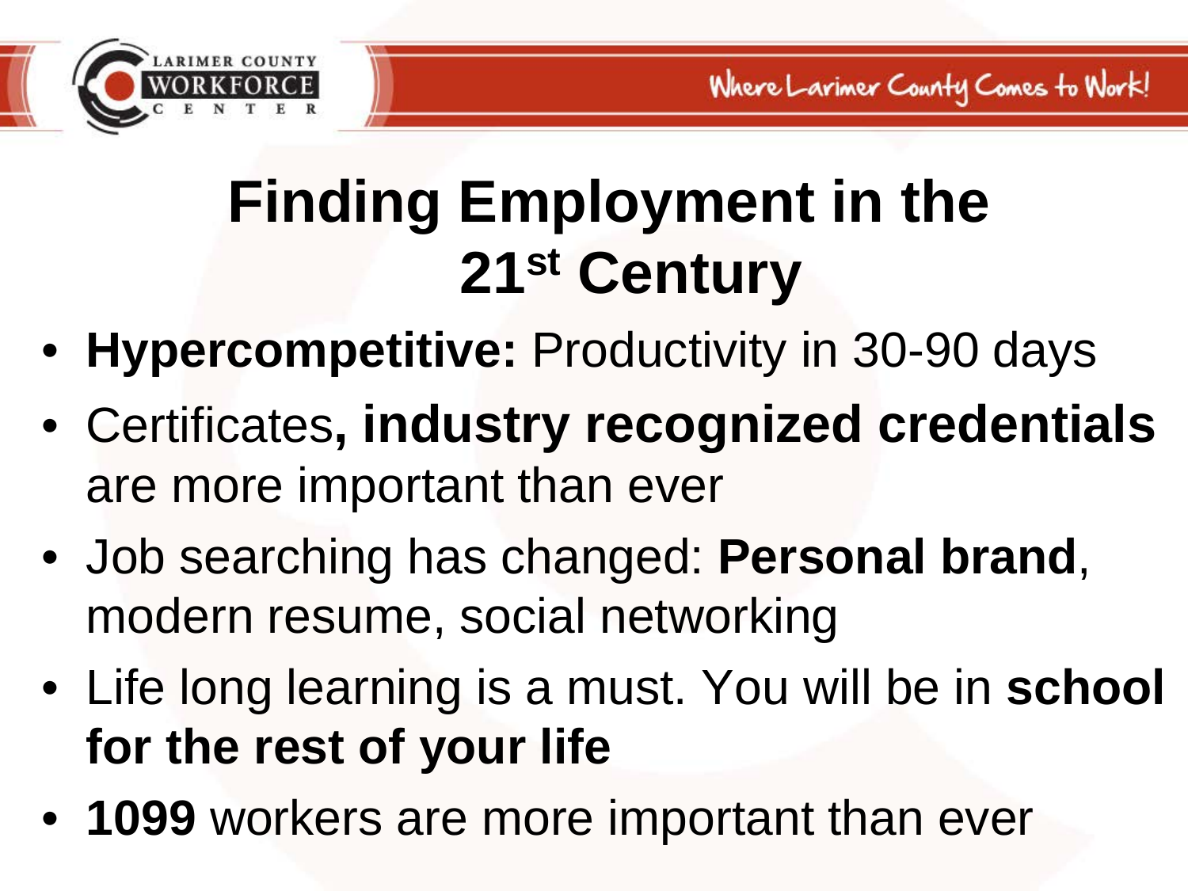# Finding Employment in the 21st Century

- **Hypercompetitive:** Productivity in 30-90 days
- Certificates**, industry recognized credentials** are more important than ever
- Job searching has changed: **Personal brand**, modern resume, social networking
- Life long learning is a must. You will be in **school for the rest of your life**
- **1099** workers are more important than ever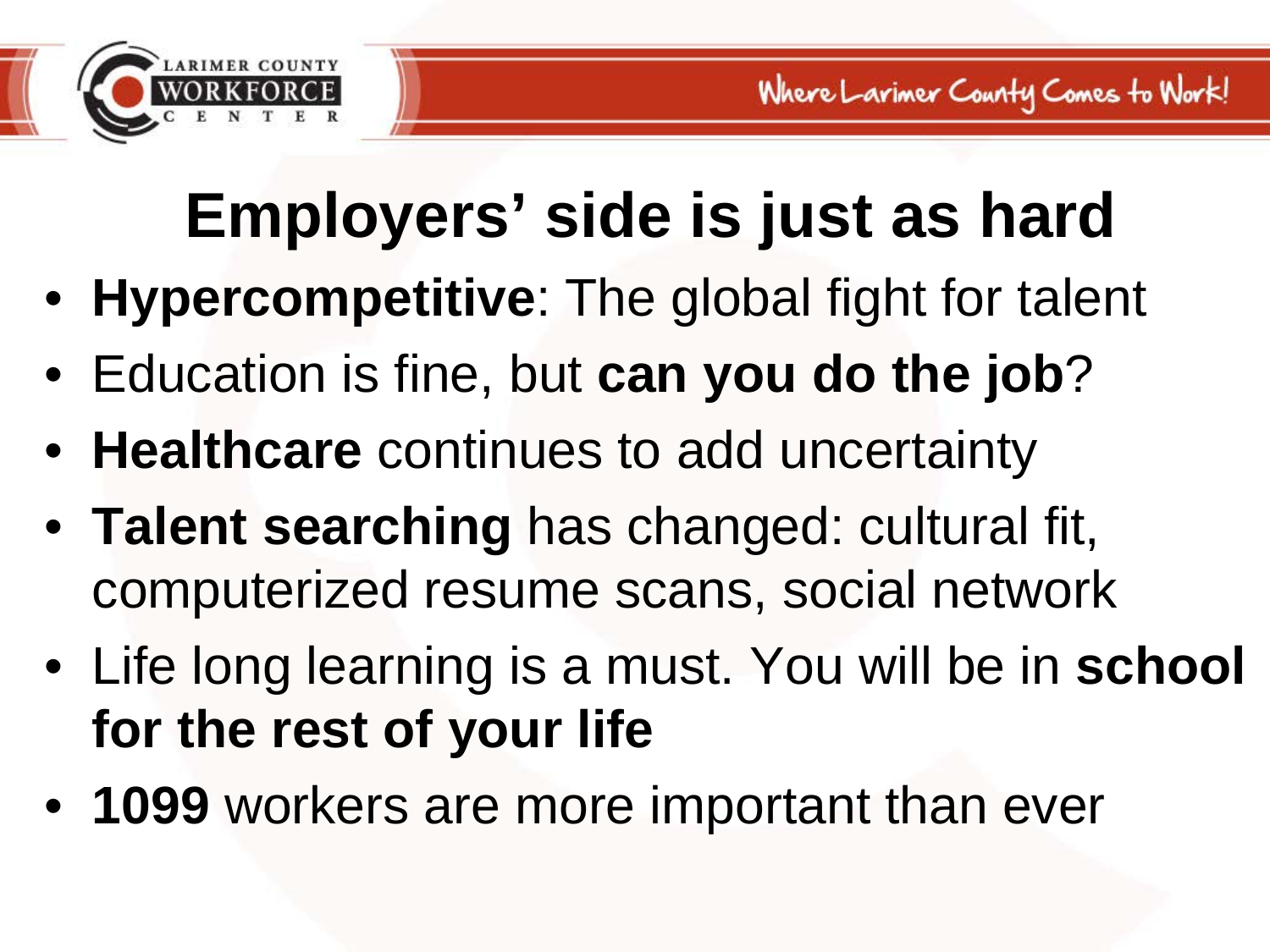# Employers' side is just as hard

- **Hypercompetitive**: The global fight for talent
- Education is fine, but **can you do the job**?
- **Healthcare** continues to add uncertainty
- **Talent searching** has changed: cultural fit, computerized resume scans, social network
- Life long learning is a must. You will be in **school for the rest of your life**
- **1099** workers are more important than ever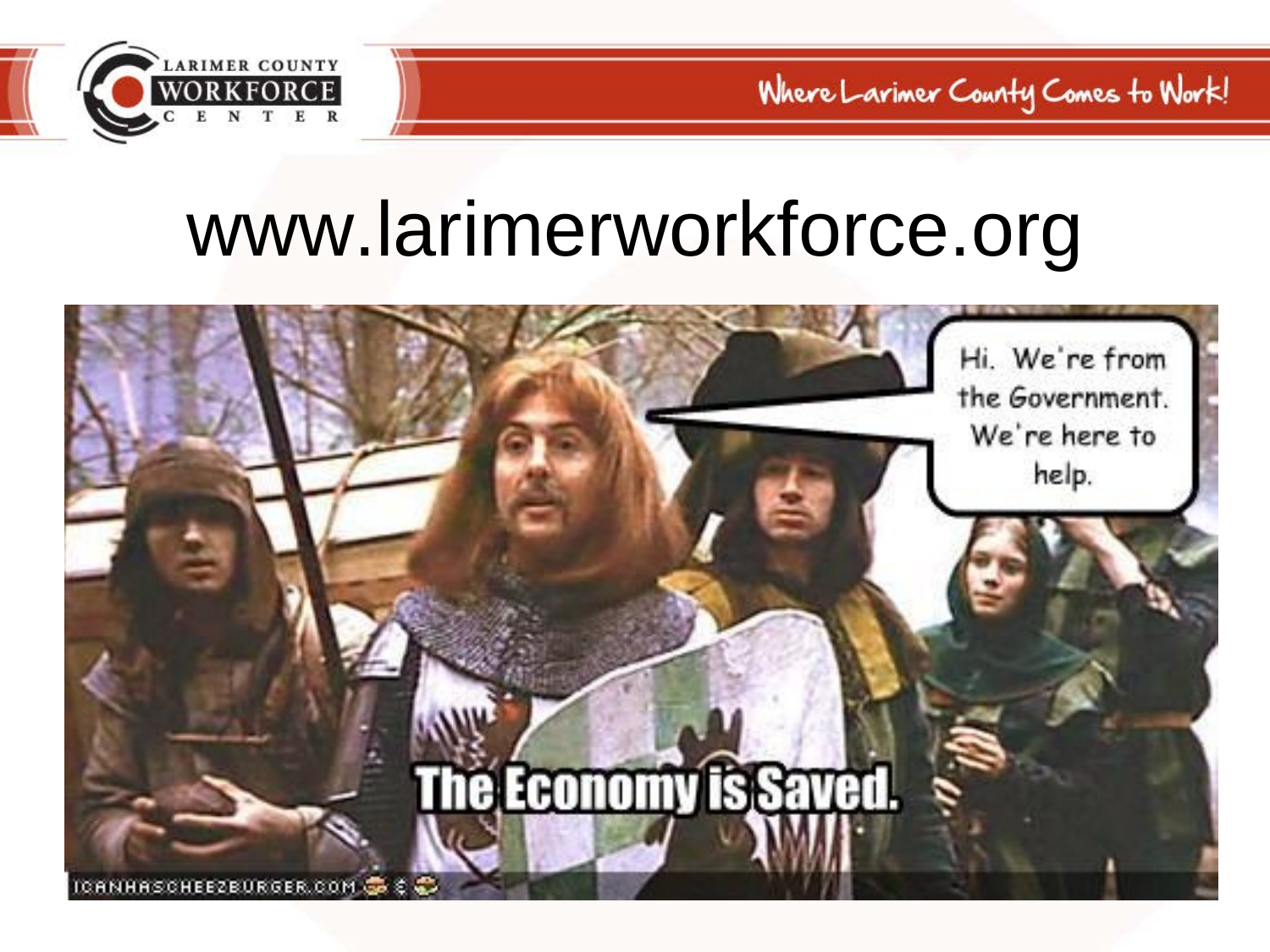# www.larimerworkforce.org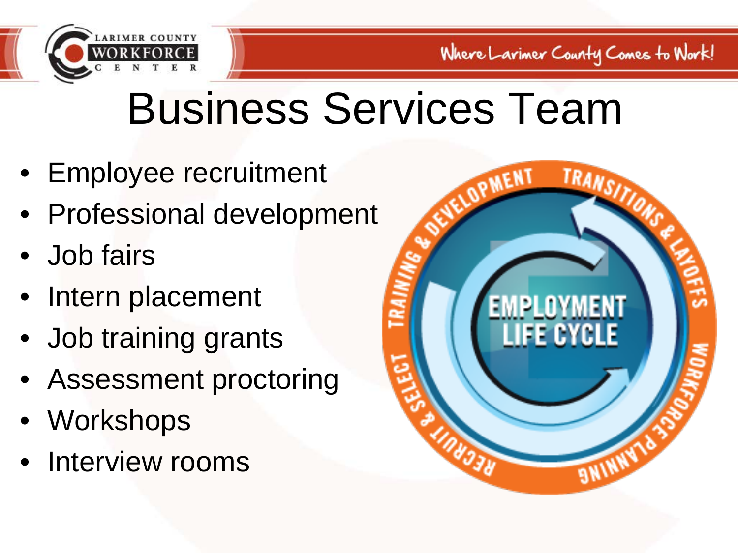# Business Services Team

- Employee recruitment
- Professional development
- Job fairs
- Intern placement
- Job training grants
- Assessment proctoring
- Workshops
- Interview rooms

EMPLOYMENT LIFE CYCLE

TRAINING & DEVELOPMENT

TRANSITIONS & LAYOFFS

WORKFORCE PLANNING

RECRUIT & SELECT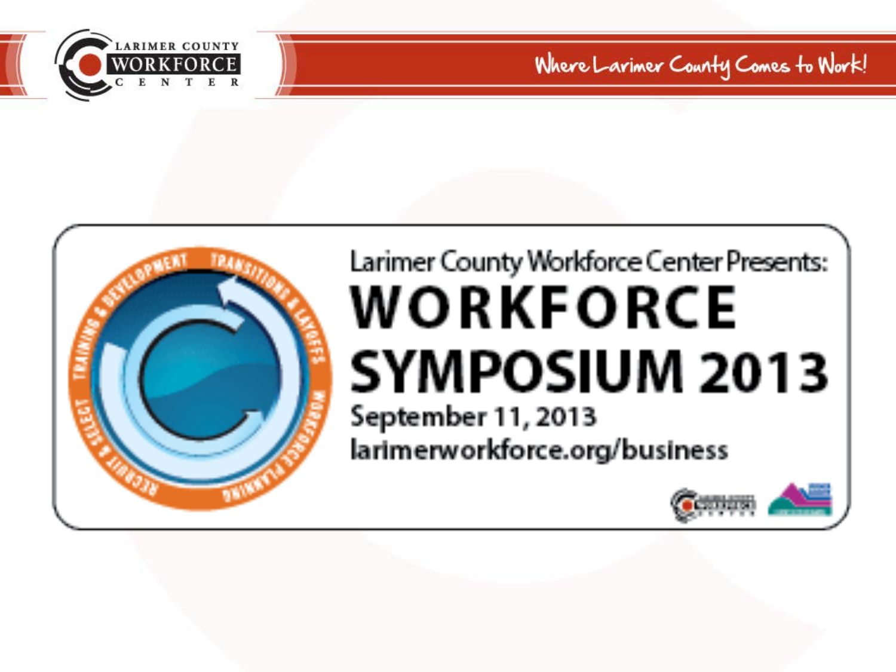Larimer County Workforce Center Presents:

# WORKFORCE SYMPOSIUM 2013

September 11, 2013

larimerworkforce.org/business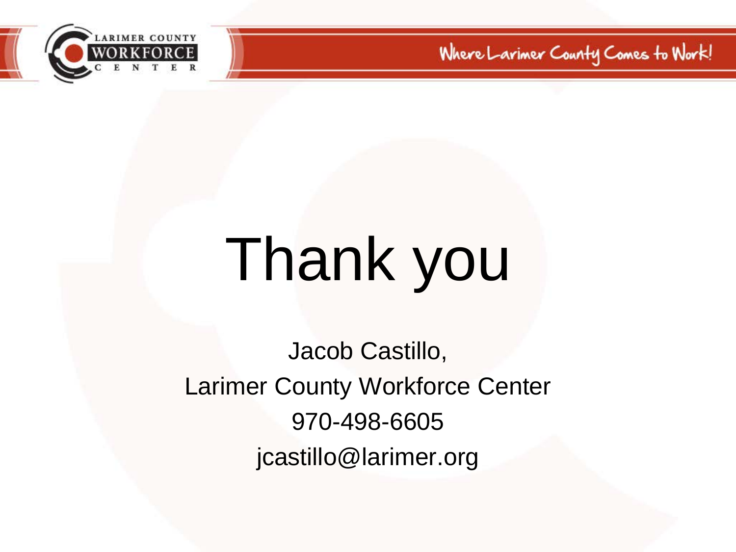# Thank you

Jacob Castillo,

Larimer County Workforce Center

970-498-6605

jcastillo@larimer.org